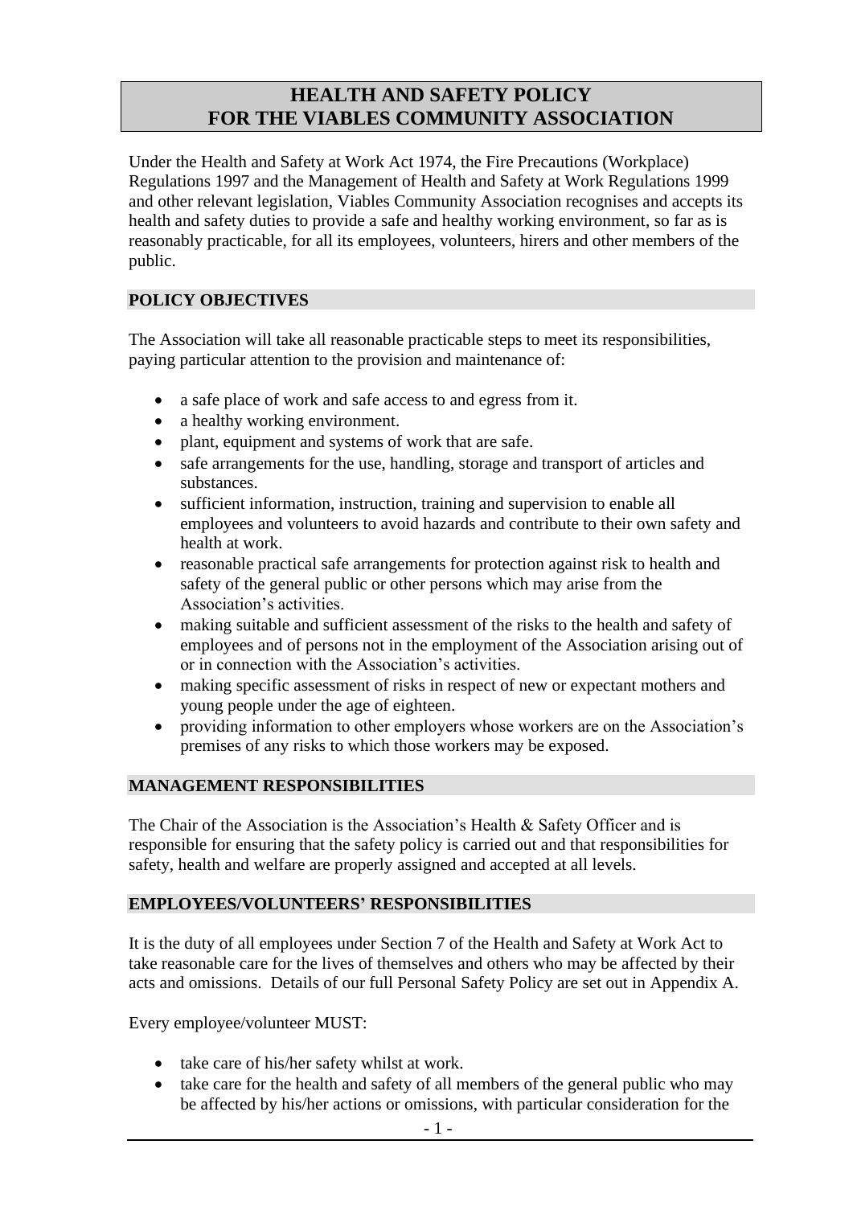# HEALTH AND SAFETY POLICY FOR THE VIABLES COMMUNITY ASSOCIATION

Under the Health and Safety at Work Act 1974, the Fire Precautions (Workplace) Regulations 1997 and the Management of Health and Safety at Work Regulations 1999 and other relevant legislation, Viables Community Association recognises and accepts its health and safety duties to provide a safe and healthy working environment, so far as is reasonably practicable, for all its employees, volunteers, hirers and other members of the public.

## POLICY OBJECTIVES

The Association will take all reasonable practicable steps to meet its responsibilities, paying particular attention to the provision and maintenance of:

- a safe place of work and safe access to and egress from it.
- a healthy working environment.
- plant, equipment and systems of work that are safe.
- safe arrangements for the use, handling, storage and transport of articles and substances.
- sufficient information, instruction, training and supervision to enable all employees and volunteers to avoid hazards and contribute to their own safety and health at work.
- reasonable practical safe arrangements for protection against risk to health and safety of the general public or other persons which may arise from the Association's activities.
- making suitable and sufficient assessment of the risks to the health and safety of employees and of persons not in the employment of the Association arising out of or in connection with the Association's activities.
- making specific assessment of risks in respect of new or expectant mothers and young people under the age of eighteen.
- providing information to other employers whose workers are on the Association's premises of any risks to which those workers may be exposed.

## MANAGEMENT RESPONSIBILITIES

The Chair of the Association is the Association's Health & Safety Officer and is responsible for ensuring that the safety policy is carried out and that responsibilities for safety, health and welfare are properly assigned and accepted at all levels.

## EMPLOYEES/VOLUNTEERS' RESPONSIBILITIES

It is the duty of all employees under Section 7 of the Health and Safety at Work Act to take reasonable care for the lives of themselves and others who may be affected by their acts and omissions. Details of our full Personal Safety Policy are set out in Appendix A.

Every employee/volunteer MUST:

- take care of his/her safety whilst at work.
- take care for the health and safety of all members of the general public who may be affected by his/her actions or omissions, with particular consideration for the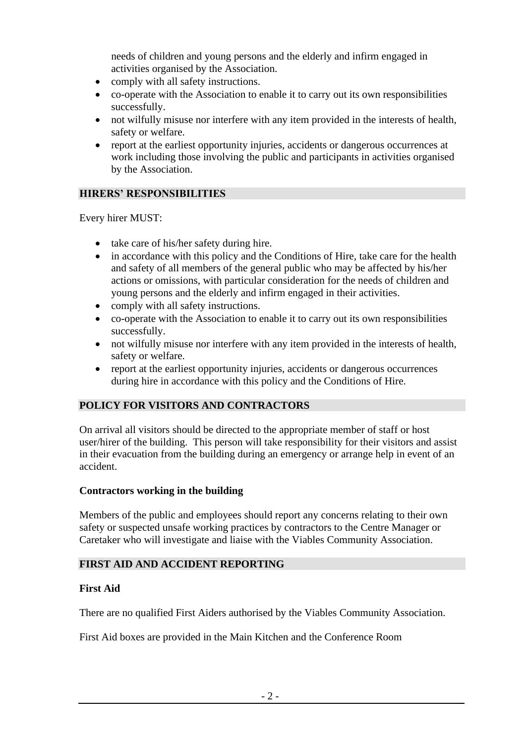needs of children and young persons and the elderly and infirm engaged in activities organised by the Association.

- comply with all safety instructions.
- co-operate with the Association to enable it to carry out its own responsibilities successfully.
- not wilfully misuse nor interfere with any item provided in the interests of health, safety or welfare.
- report at the earliest opportunity injuries, accidents or dangerous occurrences at work including those involving the public and participants in activities organised by the Association.

## HIRERS' RESPONSIBILITIES

Every hirer MUST:

- take care of his/her safety during hire.
- in accordance with this policy and the Conditions of Hire, take care for the health and safety of all members of the general public who may be affected by his/her actions or omissions, with particular consideration for the needs of children and young persons and the elderly and infirm engaged in their activities.
- comply with all safety instructions.
- co-operate with the Association to enable it to carry out its own responsibilities successfully.
- not wilfully misuse nor interfere with any item provided in the interests of health, safety or welfare.
- report at the earliest opportunity injuries, accidents or dangerous occurrences during hire in accordance with this policy and the Conditions of Hire.

## POLICY FOR VISITORS AND CONTRACTORS

On arrival all visitors should be directed to the appropriate member of staff or host user/hirer of the building. This person will take responsibility for their visitors and assist in their evacuation from the building during an emergency or arrange help in event of an accident.

### Contractors working in the building

Members of the public and employees should report any concerns relating to their own safety or suspected unsafe working practices by contractors to the Centre Manager or Caretaker who will investigate and liaise with the Viables Community Association.

## FIRST AID AND ACCIDENT REPORTING

### First Aid

There are no qualified First Aiders authorised by the Viables Community Association.

First Aid boxes are provided in the Main Kitchen and the Conference Room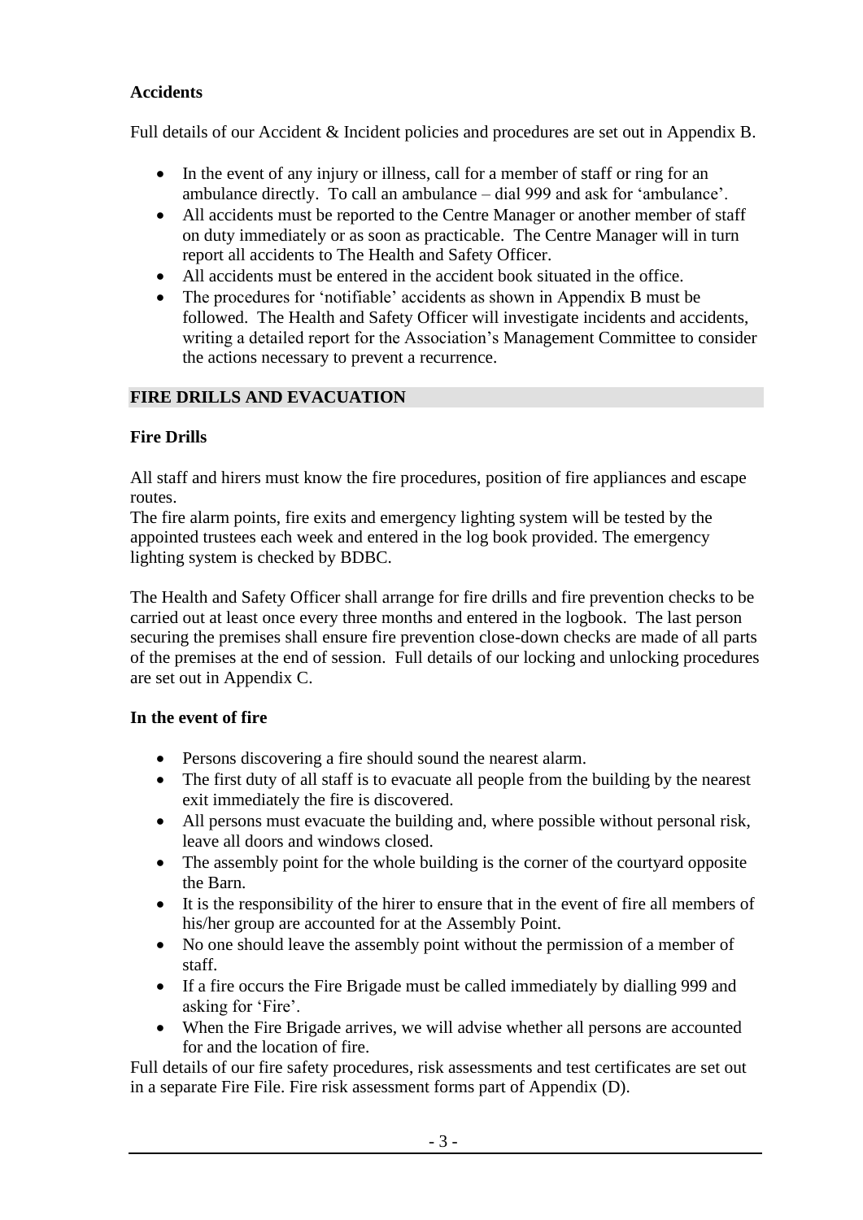### Accidents

Full details of our Accident & Incident policies and procedures are set out in Appendix B.

- In the event of any injury or illness, call for a member of staff or ring for an ambulance directly. To call an ambulance – dial 999 and ask for 'ambulance'.
- All accidents must be reported to the Centre Manager or another member of staff on duty immediately or as soon as practicable. The Centre Manager will in turn report all accidents to The Health and Safety Officer.
- All accidents must be entered in the accident book situated in the office.
- The procedures for 'notifiable' accidents as shown in Appendix B must be followed. The Health and Safety Officer will investigate incidents and accidents, writing a detailed report for the Association's Management Committee to consider the actions necessary to prevent a recurrence.

## FIRE DRILLS AND EVACUATION

### Fire Drills

All staff and hirers must know the fire procedures, position of fire appliances and escape routes.
The fire alarm points, fire exits and emergency lighting system will be tested by the appointed trustees each week and entered in the log book provided. The emergency lighting system is checked by BDBC.

The Health and Safety Officer shall arrange for fire drills and fire prevention checks to be carried out at least once every three months and entered in the logbook. The last person securing the premises shall ensure fire prevention close-down checks are made of all parts of the premises at the end of session. Full details of our locking and unlocking procedures are set out in Appendix C.

### In the event of fire

- Persons discovering a fire should sound the nearest alarm.
- The first duty of all staff is to evacuate all people from the building by the nearest exit immediately the fire is discovered.
- All persons must evacuate the building and, where possible without personal risk, leave all doors and windows closed.
- The assembly point for the whole building is the corner of the courtyard opposite the Barn.
- It is the responsibility of the hirer to ensure that in the event of fire all members of his/her group are accounted for at the Assembly Point.
- No one should leave the assembly point without the permission of a member of staff.
- If a fire occurs the Fire Brigade must be called immediately by dialling 999 and asking for 'Fire'.
- When the Fire Brigade arrives, we will advise whether all persons are accounted for and the location of fire.

Full details of our fire safety procedures, risk assessments and test certificates are set out in a separate Fire File. Fire risk assessment forms part of Appendix (D).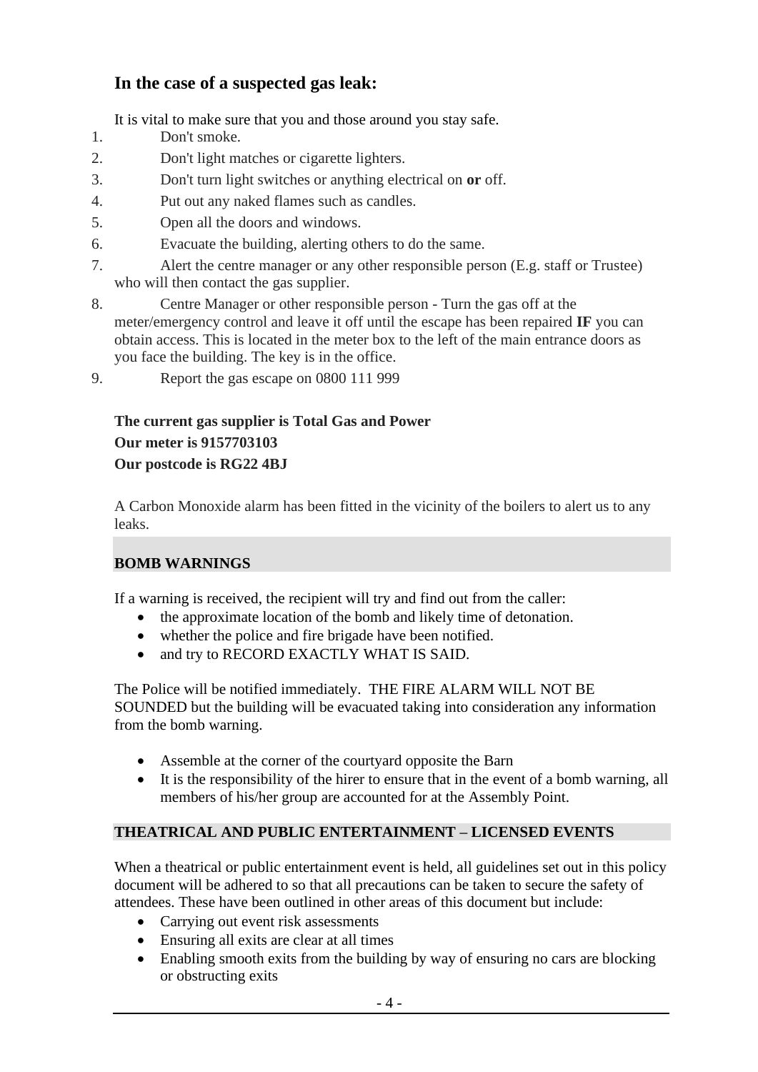## In the case of a suspected gas leak:

It is vital to make sure that you and those around you stay safe.

1. Don't smoke.
2. Don't light matches or cigarette lighters.
3. Don't turn light switches or anything electrical on **or** off.
4. Put out any naked flames such as candles.
5. Open all the doors and windows.
6. Evacuate the building, alerting others to do the same.
7. Alert the centre manager or any other responsible person (E.g. staff or Trustee) who will then contact the gas supplier.
8. Centre Manager or other responsible person - Turn the gas off at the meter/emergency control and leave it off until the escape has been repaired **IF** you can obtain access. This is located in the meter box to the left of the main entrance doors as you face the building. The key is in the office.
9. Report the gas escape on 0800 111 999

**The current gas supplier is Total Gas and Power**
**Our meter is 9157703103**
**Our postcode is RG22 4BJ**

A Carbon Monoxide alarm has been fitted in the vicinity of the boilers to alert us to any leaks.

### BOMB WARNINGS

If a warning is received, the recipient will try and find out from the caller:

- the approximate location of the bomb and likely time of detonation.
- whether the police and fire brigade have been notified.
- and try to RECORD EXACTLY WHAT IS SAID.

The Police will be notified immediately. THE FIRE ALARM WILL NOT BE SOUNDED but the building will be evacuated taking into consideration any information from the bomb warning.

- Assemble at the corner of the courtyard opposite the Barn
- It is the responsibility of the hirer to ensure that in the event of a bomb warning, all members of his/her group are accounted for at the Assembly Point.

### THEATRICAL AND PUBLIC ENTERTAINMENT – LICENSED EVENTS

When a theatrical or public entertainment event is held, all guidelines set out in this policy document will be adhered to so that all precautions can be taken to secure the safety of attendees. These have been outlined in other areas of this document but include:

- Carrying out event risk assessments
- Ensuring all exits are clear at all times
- Enabling smooth exits from the building by way of ensuring no cars are blocking or obstructing exits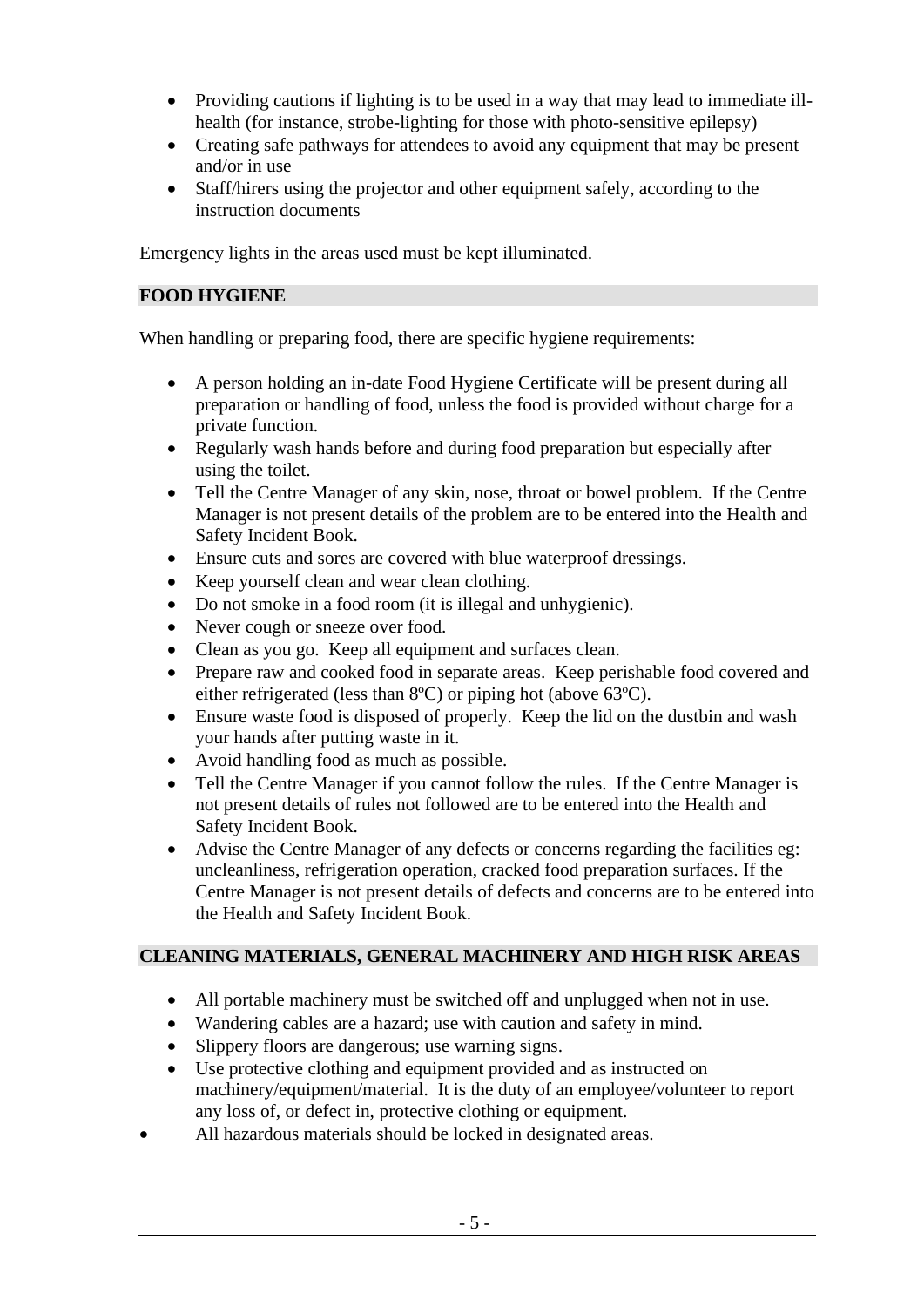- Providing cautions if lighting is to be used in a way that may lead to immediate ill-health (for instance, strobe-lighting for those with photo-sensitive epilepsy)
- Creating safe pathways for attendees to avoid any equipment that may be present and/or in use
- Staff/hirers using the projector and other equipment safely, according to the instruction documents

Emergency lights in the areas used must be kept illuminated.

## FOOD HYGIENE

When handling or preparing food, there are specific hygiene requirements:

- A person holding an in-date Food Hygiene Certificate will be present during all preparation or handling of food, unless the food is provided without charge for a private function.
- Regularly wash hands before and during food preparation but especially after using the toilet.
- Tell the Centre Manager of any skin, nose, throat or bowel problem. If the Centre Manager is not present details of the problem are to be entered into the Health and Safety Incident Book.
- Ensure cuts and sores are covered with blue waterproof dressings.
- Keep yourself clean and wear clean clothing.
- Do not smoke in a food room (it is illegal and unhygienic).
- Never cough or sneeze over food.
- Clean as you go. Keep all equipment and surfaces clean.
- Prepare raw and cooked food in separate areas. Keep perishable food covered and either refrigerated (less than 8ºC) or piping hot (above 63ºC).
- Ensure waste food is disposed of properly. Keep the lid on the dustbin and wash your hands after putting waste in it.
- Avoid handling food as much as possible.
- Tell the Centre Manager if you cannot follow the rules. If the Centre Manager is not present details of rules not followed are to be entered into the Health and Safety Incident Book.
- Advise the Centre Manager of any defects or concerns regarding the facilities eg: uncleanliness, refrigeration operation, cracked food preparation surfaces. If the Centre Manager is not present details of defects and concerns are to be entered into the Health and Safety Incident Book.

## CLEANING MATERIALS, GENERAL MACHINERY AND HIGH RISK AREAS

- All portable machinery must be switched off and unplugged when not in use.
- Wandering cables are a hazard; use with caution and safety in mind.
- Slippery floors are dangerous; use warning signs.
- Use protective clothing and equipment provided and as instructed on machinery/equipment/material. It is the duty of an employee/volunteer to report any loss of, or defect in, protective clothing or equipment.
- All hazardous materials should be locked in designated areas.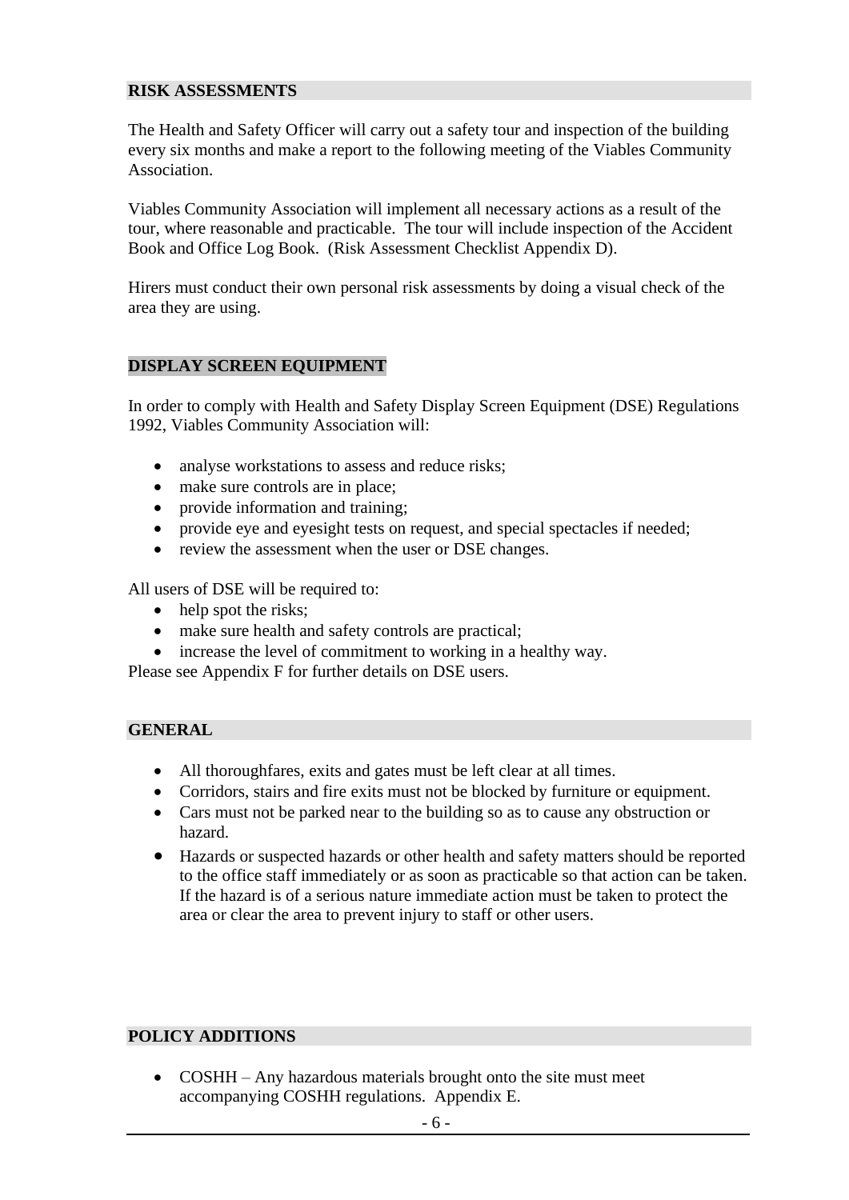## RISK ASSESSMENTS

The Health and Safety Officer will carry out a safety tour and inspection of the building every six months and make a report to the following meeting of the Viables Community Association.

Viables Community Association will implement all necessary actions as a result of the tour, where reasonable and practicable. The tour will include inspection of the Accident Book and Office Log Book. (Risk Assessment Checklist Appendix D).

Hirers must conduct their own personal risk assessments by doing a visual check of the area they are using.

## DISPLAY SCREEN EQUIPMENT

In order to comply with Health and Safety Display Screen Equipment (DSE) Regulations 1992, Viables Community Association will:

- analyse workstations to assess and reduce risks;
- make sure controls are in place;
- provide information and training;
- provide eye and eyesight tests on request, and special spectacles if needed;
- review the assessment when the user or DSE changes.

All users of DSE will be required to:

- help spot the risks;
- make sure health and safety controls are practical;
- increase the level of commitment to working in a healthy way.

Please see Appendix F for further details on DSE users.

## GENERAL

- All thoroughfares, exits and gates must be left clear at all times.
- Corridors, stairs and fire exits must not be blocked by furniture or equipment.
- Cars must not be parked near to the building so as to cause any obstruction or hazard.
- Hazards or suspected hazards or other health and safety matters should be reported to the office staff immediately or as soon as practicable so that action can be taken. If the hazard is of a serious nature immediate action must be taken to protect the area or clear the area to prevent injury to staff or other users.

## POLICY ADDITIONS

- COSHH – Any hazardous materials brought onto the site must meet accompanying COSHH regulations. Appendix E.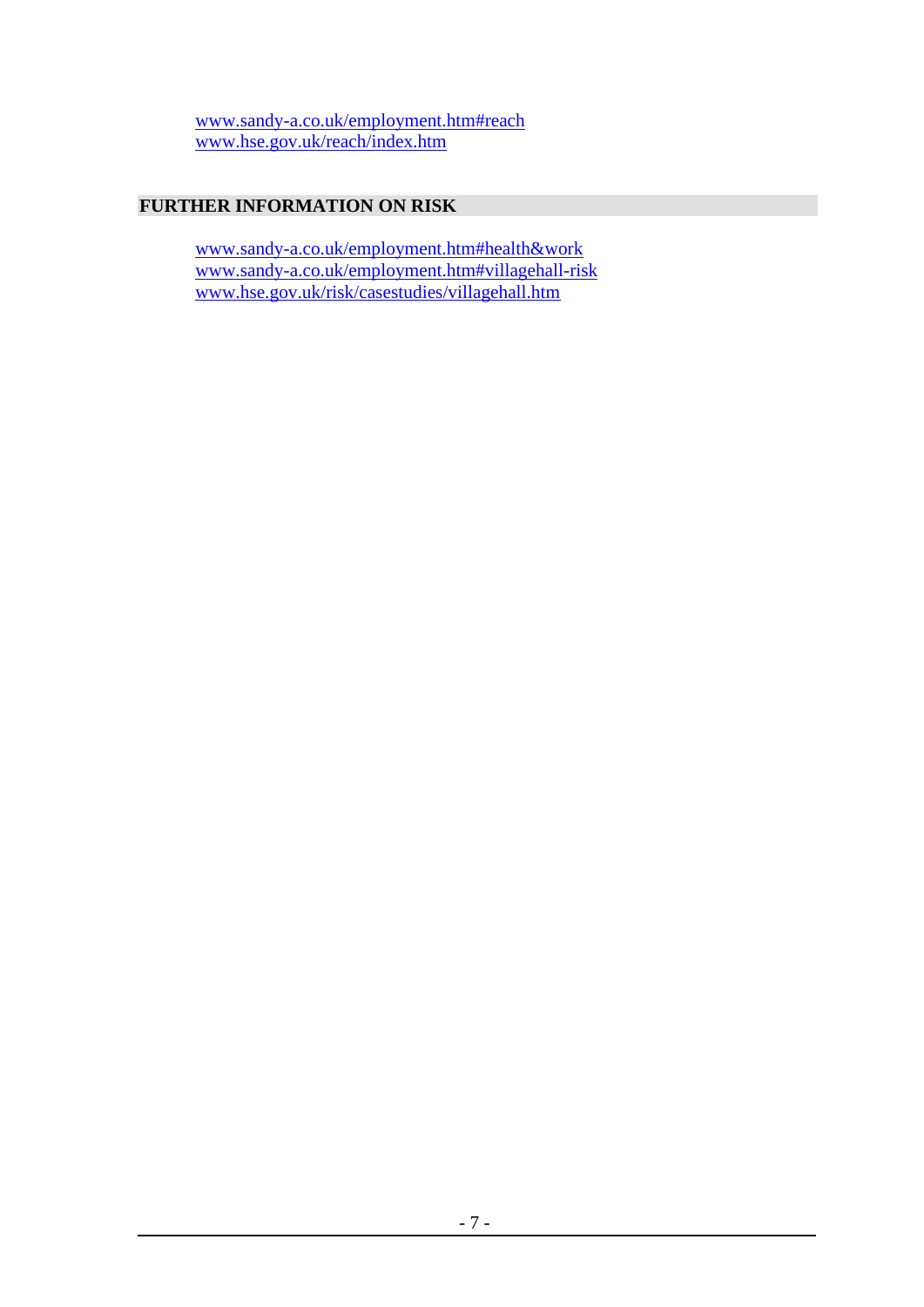www.sandy-a.co.uk/employment.htm#reach
www.hse.gov.uk/reach/index.htm

## FURTHER INFORMATION ON RISK

www.sandy-a.co.uk/employment.htm#health&work
www.sandy-a.co.uk/employment.htm#villagehall-risk
www.hse.gov.uk/risk/casestudies/villagehall.htm